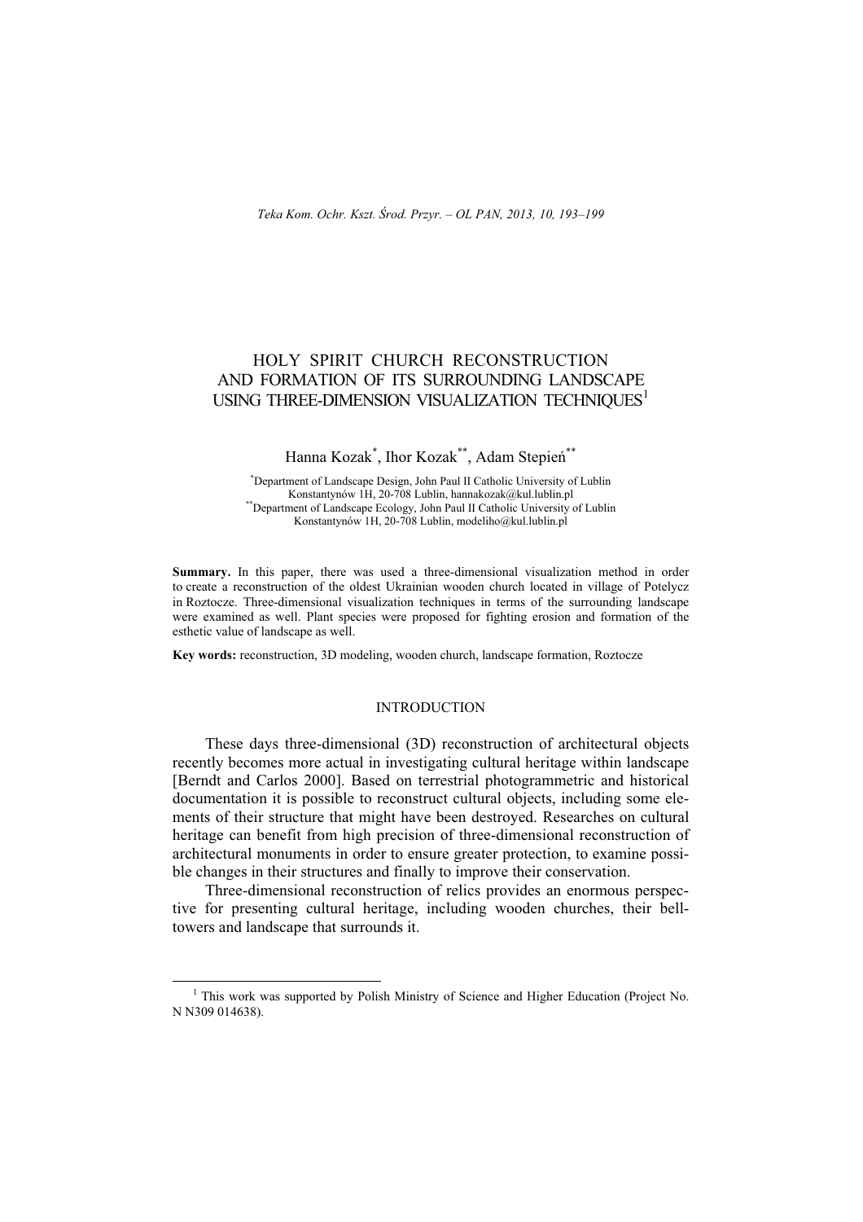# HOLY SPIRIT CHURCH RECONSTRUCTION AND FORMATION OF ITS SURROUNDING LANDSCAPE USING THREE-DIMENSION VISUALIZATION TECHNIQUES[1]

Hanna Kozak[*], Ihor Kozak[**], Adam Stepień[**]

[*]Department of Landscape Design, John Paul II Catholic University of Lublin Konstantynów 1H, 20-708 Lublin, hannakozak@kul.lublin.pl

[**]Department of Landscape Ecology, John Paul II Catholic University of Lublin Konstantynów 1H, 20-708 Lublin, modeliho@kul.lublin.pl

**Summary.** In this paper, there was used a three-dimensional visualization method in order to create a reconstruction of the oldest Ukrainian wooden church located in village of Potelycz in Roztocze. Three-dimensional visualization techniques in terms of the surrounding landscape were examined as well. Plant species were proposed for fighting erosion and formation of the esthetic value of landscape as well.

**Key words:** reconstruction, 3D modeling, wooden church, landscape formation, Roztocze

## INTRODUCTION

These days three-dimensional (3D) reconstruction of architectural objects recently becomes more actual in investigating cultural heritage within landscape [Berndt and Carlos 2000]. Based on terrestrial photogrammetric and historical documentation it is possible to reconstruct cultural objects, including some elements of their structure that might have been destroyed. Researches on cultural heritage can benefit from high precision of three-dimensional reconstruction of architectural monuments in order to ensure greater protection, to examine possible changes in their structures and finally to improve their conservation.

Three-dimensional reconstruction of relics provides an enormous perspective for presenting cultural heritage, including wooden churches, their bell-towers and landscape that surrounds it.

[1] This work was supported by Polish Ministry of Science and Higher Education (Project No. N N309 014638).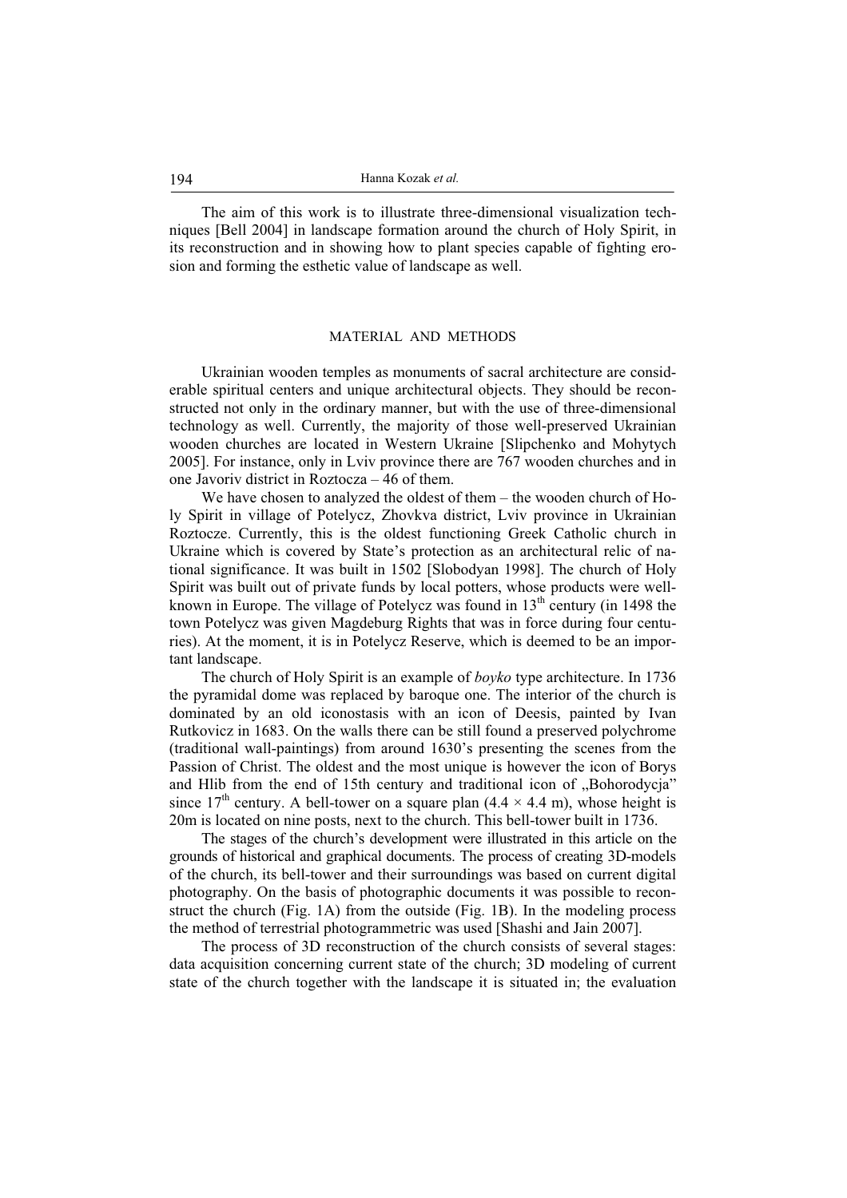The aim of this work is to illustrate three-dimensional visualization techniques [Bell 2004] in landscape formation around the church of Holy Spirit, in its reconstruction and in showing how to plant species capable of fighting erosion and forming the esthetic value of landscape as well.

## MATERIAL AND METHODS

Ukrainian wooden temples as monuments of sacral architecture are considerable spiritual centers and unique architectural objects. They should be reconstructed not only in the ordinary manner, but with the use of three-dimensional technology as well. Currently, the majority of those well-preserved Ukrainian wooden churches are located in Western Ukraine [Slipchenko and Mohytych 2005]. For instance, only in Lviv province there are 767 wooden churches and in one Javoriv district in Roztocza – 46 of them.

We have chosen to analyzed the oldest of them – the wooden church of Holy Spirit in village of Potelycz, Zhovkva district, Lviv province in Ukrainian Roztocze. Currently, this is the oldest functioning Greek Catholic church in Ukraine which is covered by State's protection as an architectural relic of national significance. It was built in 1502 [Slobodyan 1998]. The church of Holy Spirit was built out of private funds by local potters, whose products were well-known in Europe. The village of Potelycz was found in 13th century (in 1498 the town Potelycz was given Magdeburg Rights that was in force during four centuries). At the moment, it is in Potelycz Reserve, which is deemed to be an important landscape.

The church of Holy Spirit is an example of *boyko* type architecture. In 1736 the pyramidal dome was replaced by baroque one. The interior of the church is dominated by an old iconostasis with an icon of Deesis, painted by Ivan Rutkovicz in 1683. On the walls there can be still found a preserved polychrome (traditional wall-paintings) from around 1630's presenting the scenes from the Passion of Christ. The oldest and the most unique is however the icon of Borys and Hlib from the end of 15th century and traditional icon of „Bohorodycja" since 17th century. A bell-tower on a square plan (4.4 × 4.4 m), whose height is 20m is located on nine posts, next to the church. This bell-tower built in 1736.

The stages of the church's development were illustrated in this article on the grounds of historical and graphical documents. The process of creating 3D-models of the church, its bell-tower and their surroundings was based on current digital photography. On the basis of photographic documents it was possible to reconstruct the church (Fig. 1A) from the outside (Fig. 1B). In the modeling process the method of terrestrial photogrammetric was used [Shashi and Jain 2007].

The process of 3D reconstruction of the church consists of several stages: data acquisition concerning current state of the church; 3D modeling of current state of the church together with the landscape it is situated in; the evaluation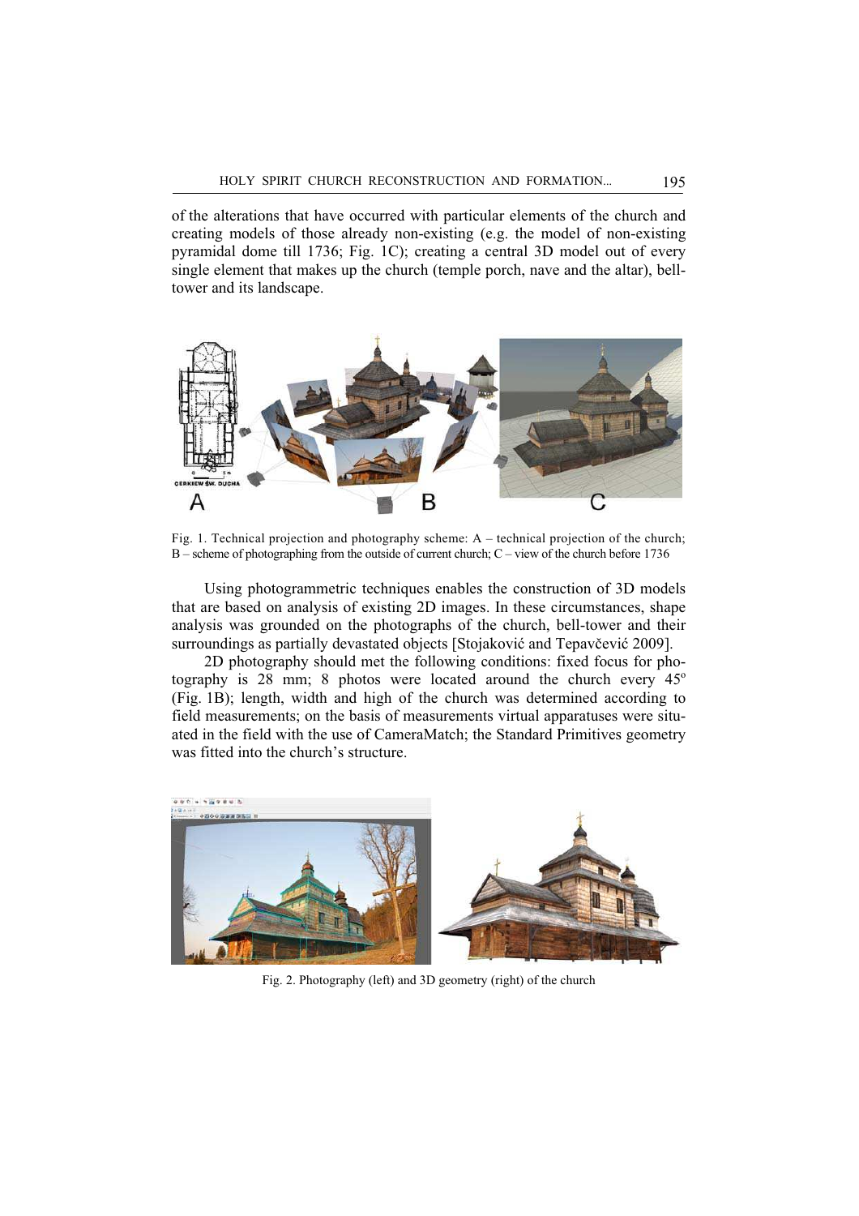of the alterations that have occurred with particular elements of the church and creating models of those already non-existing (e.g. the model of non-existing pyramidal dome till 1736; Fig. 1C); creating a central 3D model out of every single element that makes up the church (temple porch, nave and the altar), bell-tower and its landscape.

Fig. 1. Technical projection and photography scheme: A – technical projection of the church; B – scheme of photographing from the outside of current church; C – view of the church before 1736

Using photogrammetric techniques enables the construction of 3D models that are based on analysis of existing 2D images. In these circumstances, shape analysis was grounded on the photographs of the church, bell-tower and their surroundings as partially devastated objects [Stojaković and Tepavčević 2009].

2D photography should met the following conditions: fixed focus for photography is 28 mm; 8 photos were located around the church every 45° (Fig. 1B); length, width and high of the church was determined according to field measurements; on the basis of measurements virtual apparatuses were situated in the field with the use of CameraMatch; the Standard Primitives geometry was fitted into the church's structure.

Fig. 2. Photography (left) and 3D geometry (right) of the church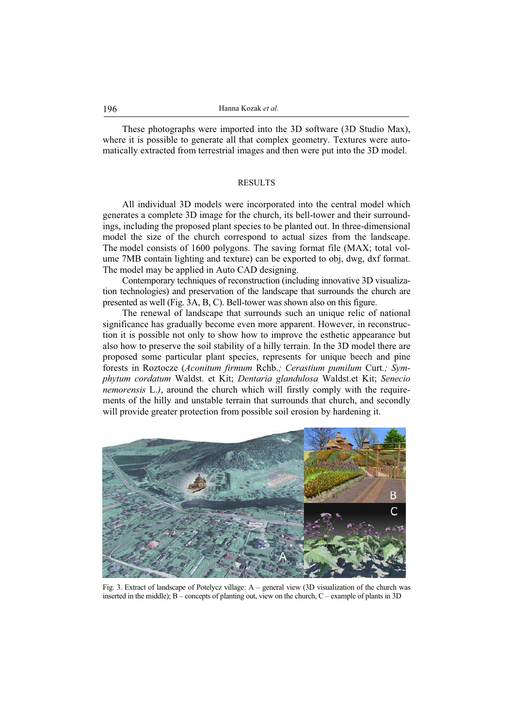These photographs were imported into the 3D software (3D Studio Max), where it is possible to generate all that complex geometry. Textures were automatically extracted from terrestrial images and then were put into the 3D model.

## RESULTS

All individual 3D models were incorporated into the central model which generates a complete 3D image for the church, its bell-tower and their surroundings, including the proposed plant species to be planted out. In three-dimensional model the size of the church correspond to actual sizes from the landscape. The model consists of 1600 polygons. The saving format file (MAX; total volume 7MB contain lighting and texture) can be exported to obj, dwg, dxf format. The model may be applied in Auto CAD designing.

Contemporary techniques of reconstruction (including innovative 3D visualization technologies) and preservation of the landscape that surrounds the church are presented as well (Fig. 3A, B, C). Bell-tower was shown also on this figure.

The renewal of landscape that surrounds such an unique relic of national significance has gradually become even more apparent. However, in reconstruction it is possible not only to show how to improve the esthetic appearance but also how to preserve the soil stability of a hilly terrain. In the 3D model there are proposed some particular plant species, represents for unique beech and pine forests in Roztocze (*Aconitum firmum* Rchb.*; Cerastium pumilum* Curt.*; Symphytum cordatum* Waldst. et Kit; *Dentaria glandulosa* Waldst.et Kit; *Senecio nemorensis* L.*)*, around the church which will firstly comply with the requirements of the hilly and unstable terrain that surrounds that church, and secondly will provide greater protection from possible soil erosion by hardening it.

Fig. 3. Extract of landscape of Potelycz village: A – general view (3D visualization of the church was inserted in the middle); B – concepts of planting out, view on the church, C – example of plants in 3D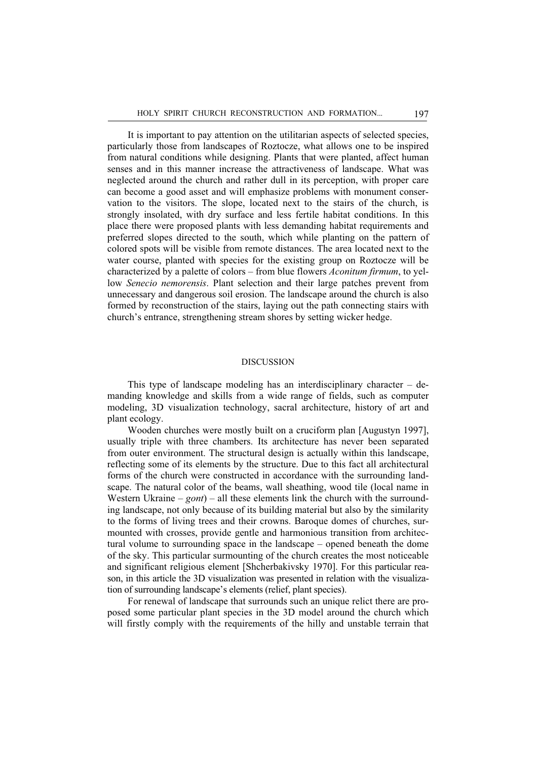It is important to pay attention on the utilitarian aspects of selected species, particularly those from landscapes of Roztocze, what allows one to be inspired from natural conditions while designing. Plants that were planted, affect human senses and in this manner increase the attractiveness of landscape. What was neglected around the church and rather dull in its perception, with proper care can become a good asset and will emphasize problems with monument conservation to the visitors. The slope, located next to the stairs of the church, is strongly insolated, with dry surface and less fertile habitat conditions. In this place there were proposed plants with less demanding habitat requirements and preferred slopes directed to the south, which while planting on the pattern of colored spots will be visible from remote distances. The area located next to the water course, planted with species for the existing group on Roztocze will be characterized by a palette of colors – from blue flowers *Aconitum firmum*, to yellow *Senecio nemorensis*. Plant selection and their large patches prevent from unnecessary and dangerous soil erosion. The landscape around the church is also formed by reconstruction of the stairs, laying out the path connecting stairs with church's entrance, strengthening stream shores by setting wicker hedge.

## DISCUSSION

This type of landscape modeling has an interdisciplinary character – demanding knowledge and skills from a wide range of fields, such as computer modeling, 3D visualization technology, sacral architecture, history of art and plant ecology.

Wooden churches were mostly built on a cruciform plan [Augustyn 1997], usually triple with three chambers. Its architecture has never been separated from outer environment. The structural design is actually within this landscape, reflecting some of its elements by the structure. Due to this fact all architectural forms of the church were constructed in accordance with the surrounding landscape. The natural color of the beams, wall sheathing, wood tile (local name in Western Ukraine – *gont*) – all these elements link the church with the surrounding landscape, not only because of its building material but also by the similarity to the forms of living trees and their crowns. Baroque domes of churches, surmounted with crosses, provide gentle and harmonious transition from architectural volume to surrounding space in the landscape – opened beneath the dome of the sky. This particular surmounting of the church creates the most noticeable and significant religious element [Shcherbakivsky 1970]. For this particular reason, in this article the 3D visualization was presented in relation with the visualization of surrounding landscape's elements (relief, plant species).

For renewal of landscape that surrounds such an unique relict there are proposed some particular plant species in the 3D model around the church which will firstly comply with the requirements of the hilly and unstable terrain that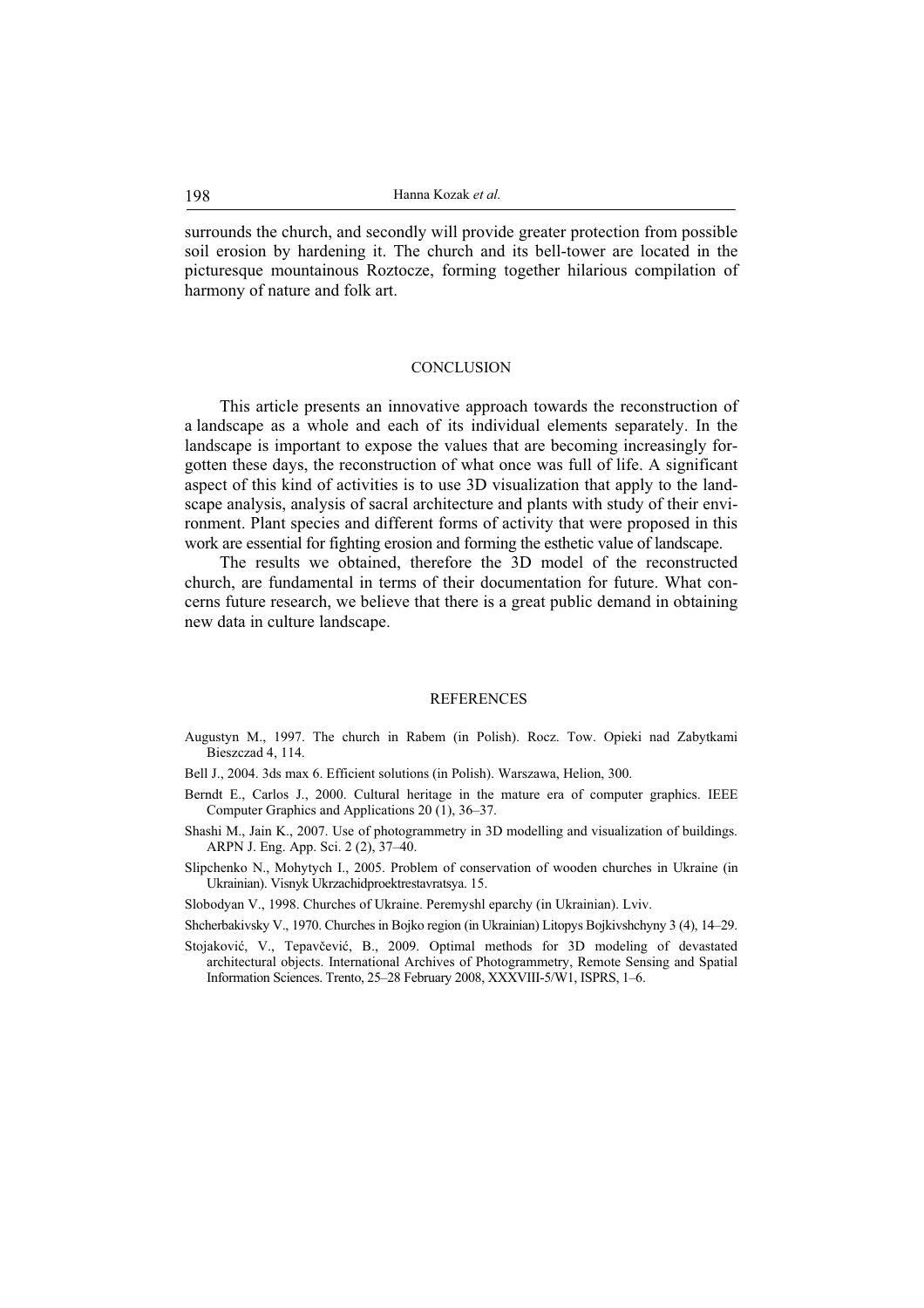surrounds the church, and secondly will provide greater protection from possible soil erosion by hardening it. The church and its bell-tower are located in the picturesque mountainous Roztocze, forming together hilarious compilation of harmony of nature and folk art.

## CONCLUSION

This article presents an innovative approach towards the reconstruction of a landscape as a whole and each of its individual elements separately. In the landscape is important to expose the values that are becoming increasingly forgotten these days, the reconstruction of what once was full of life. A significant aspect of this kind of activities is to use 3D visualization that apply to the landscape analysis, analysis of sacral architecture and plants with study of their environment. Plant species and different forms of activity that were proposed in this work are essential for fighting erosion and forming the esthetic value of landscape.

The results we obtained, therefore the 3D model of the reconstructed church, are fundamental in terms of their documentation for future. What concerns future research, we believe that there is a great public demand in obtaining new data in culture landscape.

## REFERENCES

Augustyn M., 1997. The church in Rabem (in Polish). Rocz. Tow. Opieki nad Zabytkami Bieszczad 4, 114.

Bell J., 2004. 3ds max 6. Efficient solutions (in Polish). Warszawa, Helion, 300.

Berndt E., Carlos J., 2000. Cultural heritage in the mature era of computer graphics. IEEE Computer Graphics and Applications 20 (1), 36–37.

Shashi M., Jain K., 2007. Use of photogrammetry in 3D modelling and visualization of buildings. ARPN J. Eng. App. Sci. 2 (2), 37–40.

Slipchenko N., Mohytych I., 2005. Problem of conservation of wooden churches in Ukraine (in Ukrainian). Visnyk Ukrzachidproektrestavratsya. 15.

Slobodyan V., 1998. Churches of Ukraine. Peremyshl eparchy (in Ukrainian). Lviv.

Shcherbakivsky V., 1970. Churches in Bojko region (in Ukrainian) Litopys Bojkivshchyny 3 (4), 14–29.

Stojaković, V., Tepavčević, B., 2009. Optimal methods for 3D modeling of devastated architectural objects. International Archives of Photogrammetry, Remote Sensing and Spatial Information Sciences. Trento, 25–28 February 2008, XXXVIII-5/W1, ISPRS, 1–6.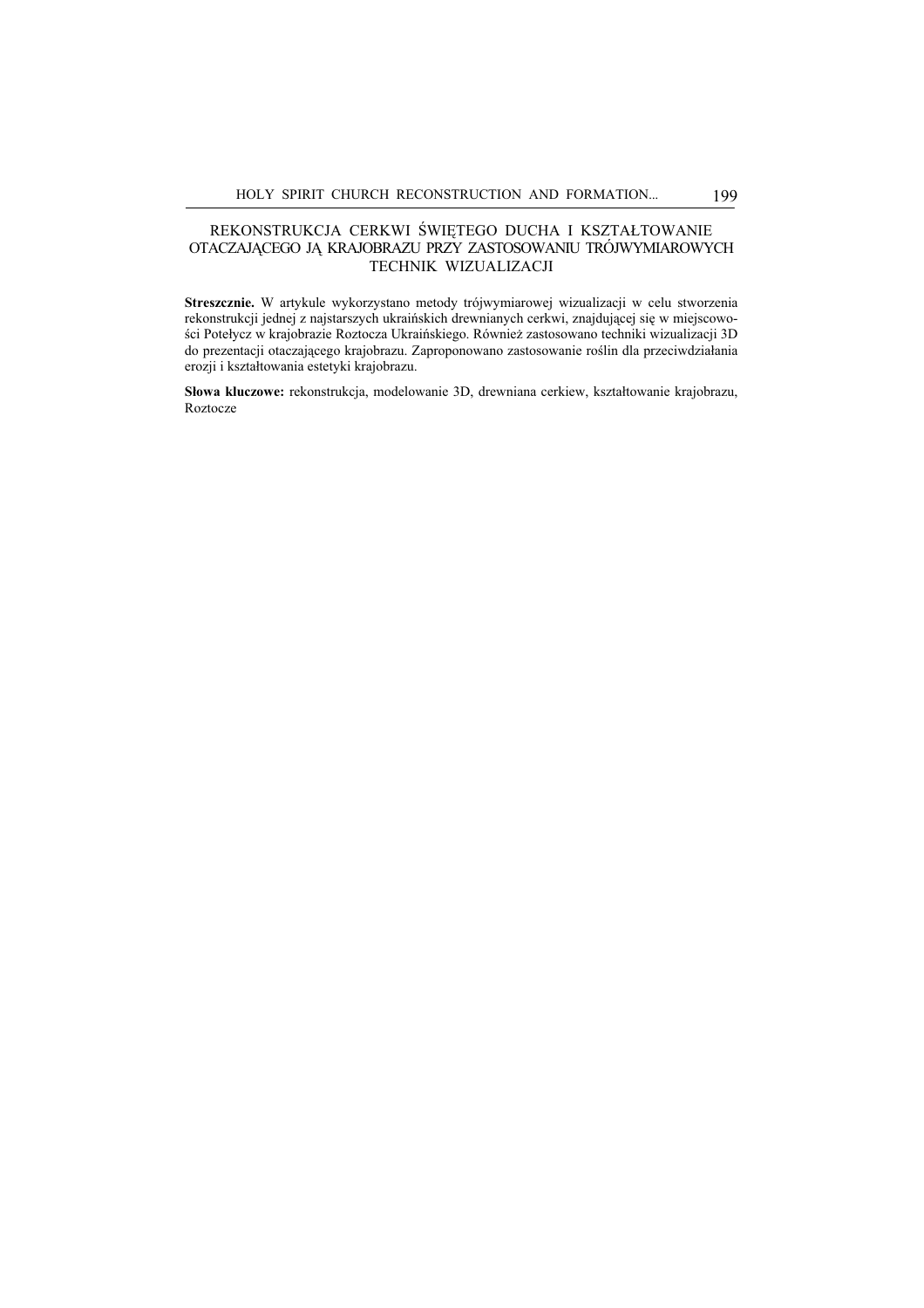# REKONSTRUKCJA CERKWI ŚWIĘTEGO DUCHA I KSZTAŁTOWANIE OTACZAJĄCEGO JĄ KRAJOBRAZU PRZY ZASTOSOWANIU TRÓJWYMIAROWYCH TECHNIK WIZUALIZACJI

**Streszcznie.** W artykule wykorzystano metody trójwymiarowej wizualizacji w celu stworzenia rekonstrukcji jednej z najstarszych ukraińskich drewnianych cerkwi, znajdującej się w miejscowości Potełycz w krajobrazie Roztocza Ukraińskiego. Również zastosowano techniki wizualizacji 3D do prezentacji otaczającego krajobrazu. Zaproponowano zastosowanie roślin dla przeciwdziałania erozji i kształtowania estetyki krajobrazu.

**Słowa kluczowe:** rekonstrukcja, modelowanie 3D, drewniana cerkiew, kształtowanie krajobrazu, Roztocze